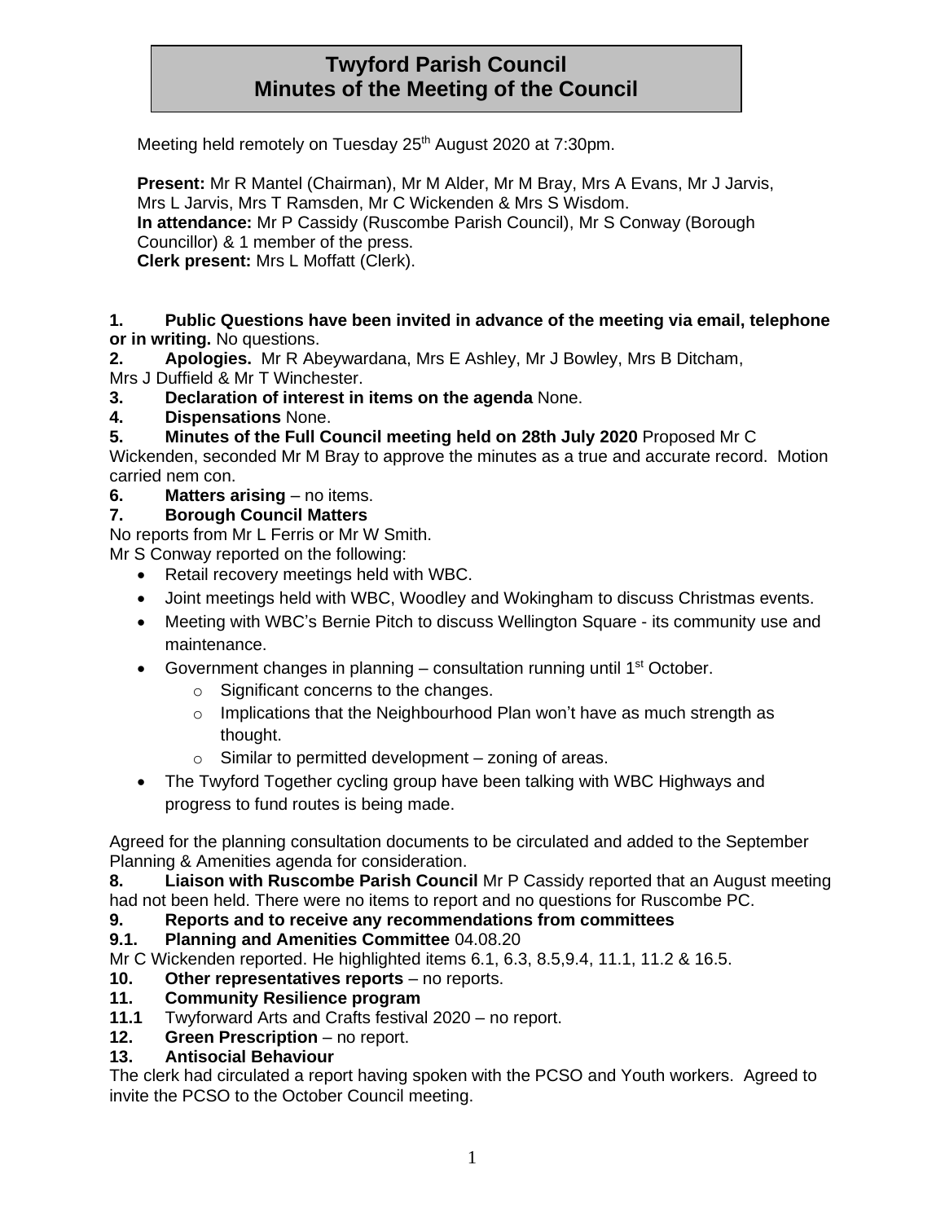# Twyford Parish Council
# Minutes of the Meeting of the Council

Meeting held remotely on Tuesday 25th August 2020 at 7:30pm.

**Present:** Mr R Mantel (Chairman), Mr M Alder, Mr M Bray, Mrs A Evans, Mr J Jarvis, Mrs L Jarvis, Mrs T Ramsden, Mr C Wickenden & Mrs S Wisdom.
**In attendance:** Mr P Cassidy (Ruscombe Parish Council), Mr S Conway (Borough Councillor) & 1 member of the press.
**Clerk present:** Mrs L Moffatt (Clerk).

**1. Public Questions have been invited in advance of the meeting via email, telephone or in writing.** No questions.

**2. Apologies.** Mr R Abeywardana, Mrs E Ashley, Mr J Bowley, Mrs B Ditcham, Mrs J Duffield & Mr T Winchester.

**3. Declaration of interest in items on the agenda** None.

**4. Dispensations** None.

**5. Minutes of the Full Council meeting held on 28th July 2020** Proposed Mr C Wickenden, seconded Mr M Bray to approve the minutes as a true and accurate record. Motion carried nem con.

**6. Matters arising** – no items.

**7. Borough Council Matters**

No reports from Mr L Ferris or Mr W Smith.

Mr S Conway reported on the following:

- Retail recovery meetings held with WBC.
- Joint meetings held with WBC, Woodley and Wokingham to discuss Christmas events.
- Meeting with WBC's Bernie Pitch to discuss Wellington Square - its community use and maintenance.
- Government changes in planning – consultation running until 1st October.
  - Significant concerns to the changes.
  - Implications that the Neighbourhood Plan won't have as much strength as thought.
  - Similar to permitted development – zoning of areas.
- The Twyford Together cycling group have been talking with WBC Highways and progress to fund routes is being made.

Agreed for the planning consultation documents to be circulated and added to the September Planning & Amenities agenda for consideration.

**8. Liaison with Ruscombe Parish Council** Mr P Cassidy reported that an August meeting had not been held. There were no items to report and no questions for Ruscombe PC.

**9. Reports and to receive any recommendations from committees**

**9.1. Planning and Amenities Committee** 04.08.20

Mr C Wickenden reported. He highlighted items 6.1, 6.3, 8.5,9.4, 11.1, 11.2 & 16.5.

**10. Other representatives reports** – no reports.

**11. Community Resilience program**

**11.1** Twyforward Arts and Crafts festival 2020 – no report.

**12. Green Prescription** – no report.

**13. Antisocial Behaviour**

The clerk had circulated a report having spoken with the PCSO and Youth workers. Agreed to invite the PCSO to the October Council meeting.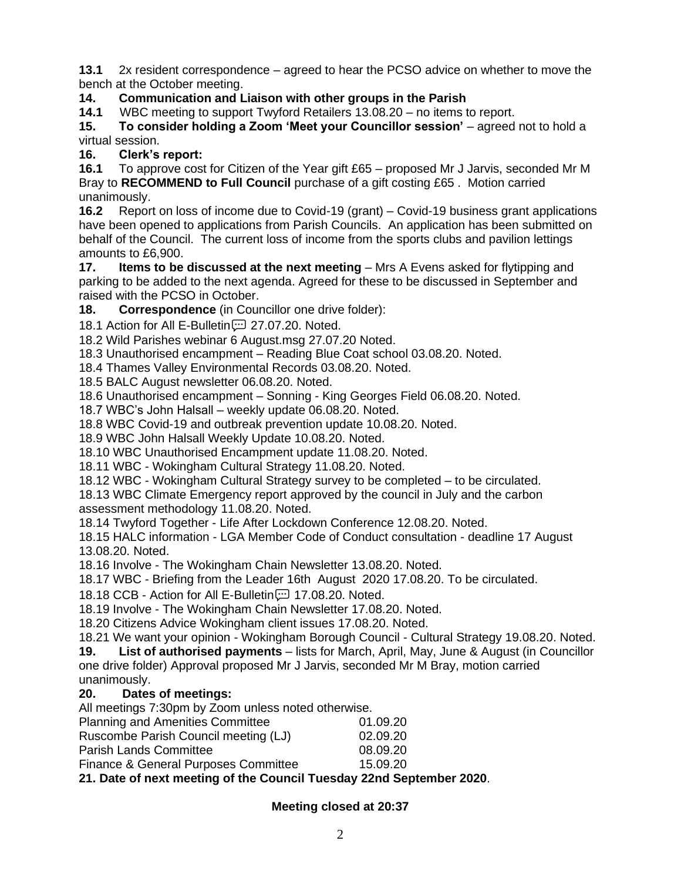**13.1** 2x resident correspondence – agreed to hear the PCSO advice on whether to move the bench at the October meeting.

**14. Communication and Liaison with other groups in the Parish**

**14.1** WBC meeting to support Twyford Retailers 13.08.20 – no items to report.

**15. To consider holding a Zoom 'Meet your Councillor session'** – agreed not to hold a virtual session.

**16. Clerk's report:**

**16.1** To approve cost for Citizen of the Year gift £65 – proposed Mr J Jarvis, seconded Mr M Bray to **RECOMMEND to Full Council** purchase of a gift costing £65 . Motion carried unanimously.

**16.2** Report on loss of income due to Covid-19 (grant) – Covid-19 business grant applications have been opened to applications from Parish Councils. An application has been submitted on behalf of the Council. The current loss of income from the sports clubs and pavilion lettings amounts to £6,900.

**17. Items to be discussed at the next meeting** – Mrs A Evens asked for flytipping and parking to be added to the next agenda. Agreed for these to be discussed in September and raised with the PCSO in October.

**18. Correspondence** (in Councillor one drive folder):

18.1 Action for All E-Bulletin 27.07.20. Noted.
18.2 Wild Parishes webinar 6 August.msg 27.07.20 Noted.
18.3 Unauthorised encampment – Reading Blue Coat school 03.08.20. Noted.
18.4 Thames Valley Environmental Records 03.08.20. Noted.
18.5 BALC August newsletter 06.08.20. Noted.
18.6 Unauthorised encampment – Sonning - King Georges Field 06.08.20. Noted.
18.7 WBC's John Halsall – weekly update 06.08.20. Noted.
18.8 WBC Covid-19 and outbreak prevention update 10.08.20. Noted.
18.9 WBC John Halsall Weekly Update 10.08.20. Noted.
18.10 WBC Unauthorised Encampment update 11.08.20. Noted.
18.11 WBC - Wokingham Cultural Strategy 11.08.20. Noted.
18.12 WBC - Wokingham Cultural Strategy survey to be completed – to be circulated.
18.13 WBC Climate Emergency report approved by the council in July and the carbon assessment methodology 11.08.20. Noted.
18.14 Twyford Together - Life After Lockdown Conference 12.08.20. Noted.
18.15 HALC information - LGA Member Code of Conduct consultation - deadline 17 August 13.08.20. Noted.
18.16 Involve - The Wokingham Chain Newsletter 13.08.20. Noted.
18.17 WBC - Briefing from the Leader 16th August 2020 17.08.20. To be circulated.
18.18 CCB - Action for All E-Bulletin 17.08.20. Noted.
18.19 Involve - The Wokingham Chain Newsletter 17.08.20. Noted.
18.20 Citizens Advice Wokingham client issues 17.08.20. Noted.
18.21 We want your opinion - Wokingham Borough Council - Cultural Strategy 19.08.20. Noted.

**19. List of authorised payments** – lists for March, April, May, June & August (in Councillor one drive folder) Approval proposed Mr J Jarvis, seconded Mr M Bray, motion carried unanimously.

**20. Dates of meetings:**

All meetings 7:30pm by Zoom unless noted otherwise.

| | |
|---|---|
| Planning and Amenities Committee | 01.09.20 |
| Ruscombe Parish Council meeting (LJ) | 02.09.20 |
| Parish Lands Committee | 08.09.20 |
| Finance & General Purposes Committee | 15.09.20 |

**21. Date of next meeting of the Council Tuesday 22nd September 2020**.

**Meeting closed at 20:37**